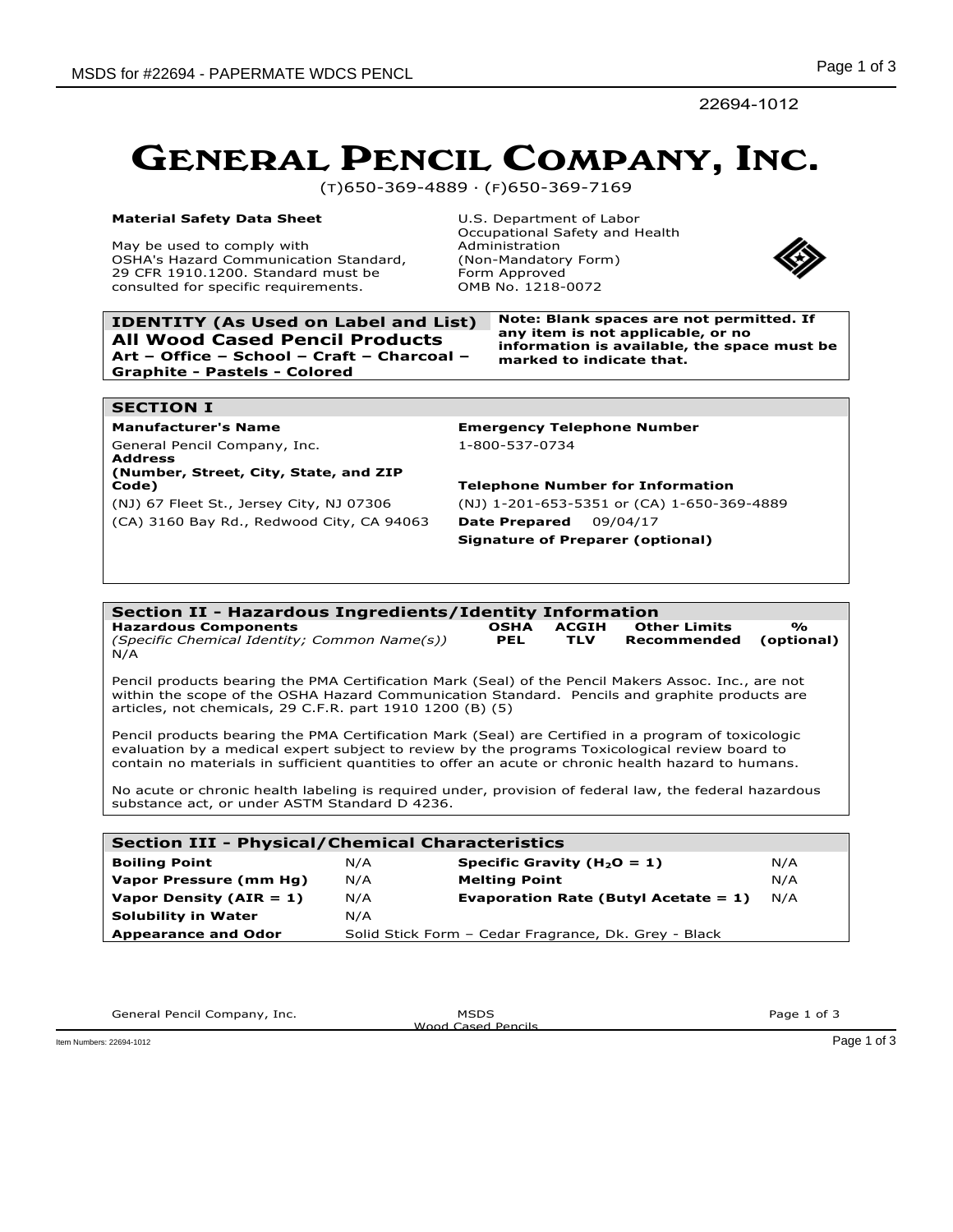22694-1012

# GENERAL PENCIL COMPANY, INC.

(T)650-369-4889 · (F)650-369-7169

**Material Safety Data Sheet**

May be used to comply with OSHA's Hazard Communication Standard, 29 CFR 1910.1200. Standard must be consulted for specific requirements.

U.S. Department of Labor
Occupational Safety and Health Administration
(Non-Mandatory Form)
Form Approved
OMB No. 1218-0072

## IDENTITY (As Used on Label and List)

**All Wood Cased Pencil Products**

**Art – Office – School – Craft – Charcoal – Graphite - Pastels - Colored**

**Note: Blank spaces are not permitted. If any item is not applicable, or no information is available, the space must be marked to indicate that.**

## SECTION I

**Manufacturer's Name**

General Pencil Company, Inc.

**Address (Number, Street, City, State, and ZIP Code)**

(NJ) 67 Fleet St., Jersey City, NJ 07306

(CA) 3160 Bay Rd., Redwood City, CA 94063

**Emergency Telephone Number**

1-800-537-0734

**Telephone Number for Information**

(NJ) 1-201-653-5351 or (CA) 1-650-369-4889

**Date Prepared** 09/04/17

**Signature of Preparer (optional)**

## Section II - Hazardous Ingredients/Identity Information

| **Hazardous Components** *(Specific Chemical Identity; Common Name(s))* | **OSHA PEL** | **ACGIH TLV** | **Other Limits Recommended** | **% (optional)** |
|---|---|---|---|---|
| N/A | | | | |

Pencil products bearing the PMA Certification Mark (Seal) of the Pencil Makers Assoc. Inc., are not within the scope of the OSHA Hazard Communication Standard. Pencils and graphite products are articles, not chemicals, 29 C.F.R. part 1910 1200 (B) (5)

Pencil products bearing the PMA Certification Mark (Seal) are Certified in a program of toxicologic evaluation by a medical expert subject to review by the programs Toxicological review board to contain no materials in sufficient quantities to offer an acute or chronic health hazard to humans.

No acute or chronic health labeling is required under, provision of federal law, the federal hazardous substance act, or under ASTM Standard D 4236.

## Section III - Physical/Chemical Characteristics

| | | | |
|---|---|---|---|
| **Boiling Point** | N/A | **Specific Gravity ($H_2O$ = 1)** | N/A |
| **Vapor Pressure (mm Hg)** | N/A | **Melting Point** | N/A |
| **Vapor Density (AIR = 1)** | N/A | **Evaporation Rate (Butyl Acetate = 1)** | N/A |
| **Solubility in Water** | N/A | | |
| **Appearance and Odor** | Solid Stick Form – Cedar Fragrance, Dk. Grey - Black | | |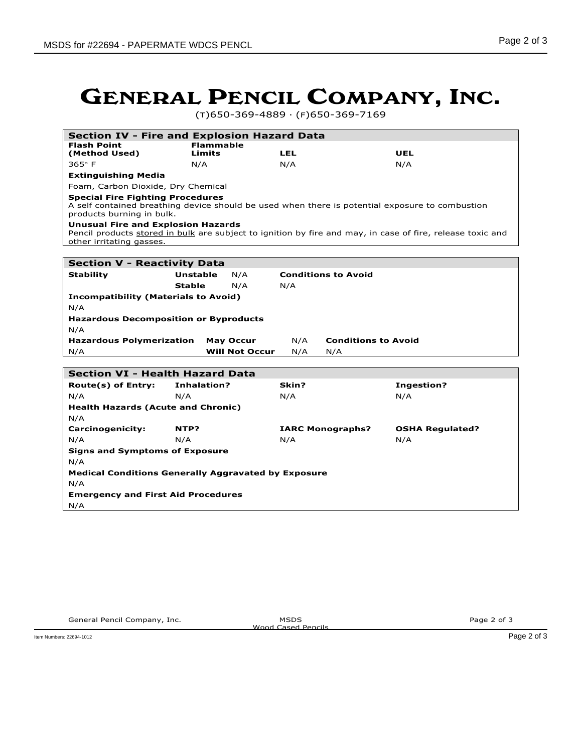# GENERAL PENCIL COMPANY, INC.

(T)650-369-4889 · (F)650-369-7169

## Section IV - Fire and Explosion Hazard Data

| Flash Point (Method Used) | Flammable Limits | LEL | UEL |
|---|---|---|---|
| 365° F | N/A | N/A | N/A |

**Extinguishing Media**

Foam, Carbon Dioxide, Dry Chemical

**Special Fire Fighting Procedures**

A self contained breathing device should be used when there is potential exposure to combustion products burning in bulk.

**Unusual Fire and Explosion Hazards**

Pencil products stored in bulk are subject to ignition by fire and may, in case of fire, release toxic and other irritating gasses.

## Section V - Reactivity Data

| Stability | | | Conditions to Avoid |
|---|---|---|---|
| | Unstable | N/A | |
| | Stable | N/A | N/A |

**Incompatibility (Materials to Avoid)**

N/A

**Hazardous Decomposition or Byproducts**

N/A

| Hazardous Polymerization | | | Conditions to Avoid |
|---|---|---|---|
| | May Occur | N/A | |
| N/A | Will Not Occur | N/A | N/A |

## Section VI - Health Hazard Data

| Route(s) of Entry: | Inhalation? | Skin? | Ingestion? |
|---|---|---|---|
| N/A | N/A | N/A | N/A |

**Health Hazards (Acute and Chronic)**

N/A

| Carcinogenicity: | NTP? | IARC Monographs? | OSHA Regulated? |
|---|---|---|---|
| N/A | N/A | N/A | N/A |

**Signs and Symptoms of Exposure**

N/A

**Medical Conditions Generally Aggravated by Exposure**

N/A

**Emergency and First Aid Procedures**

N/A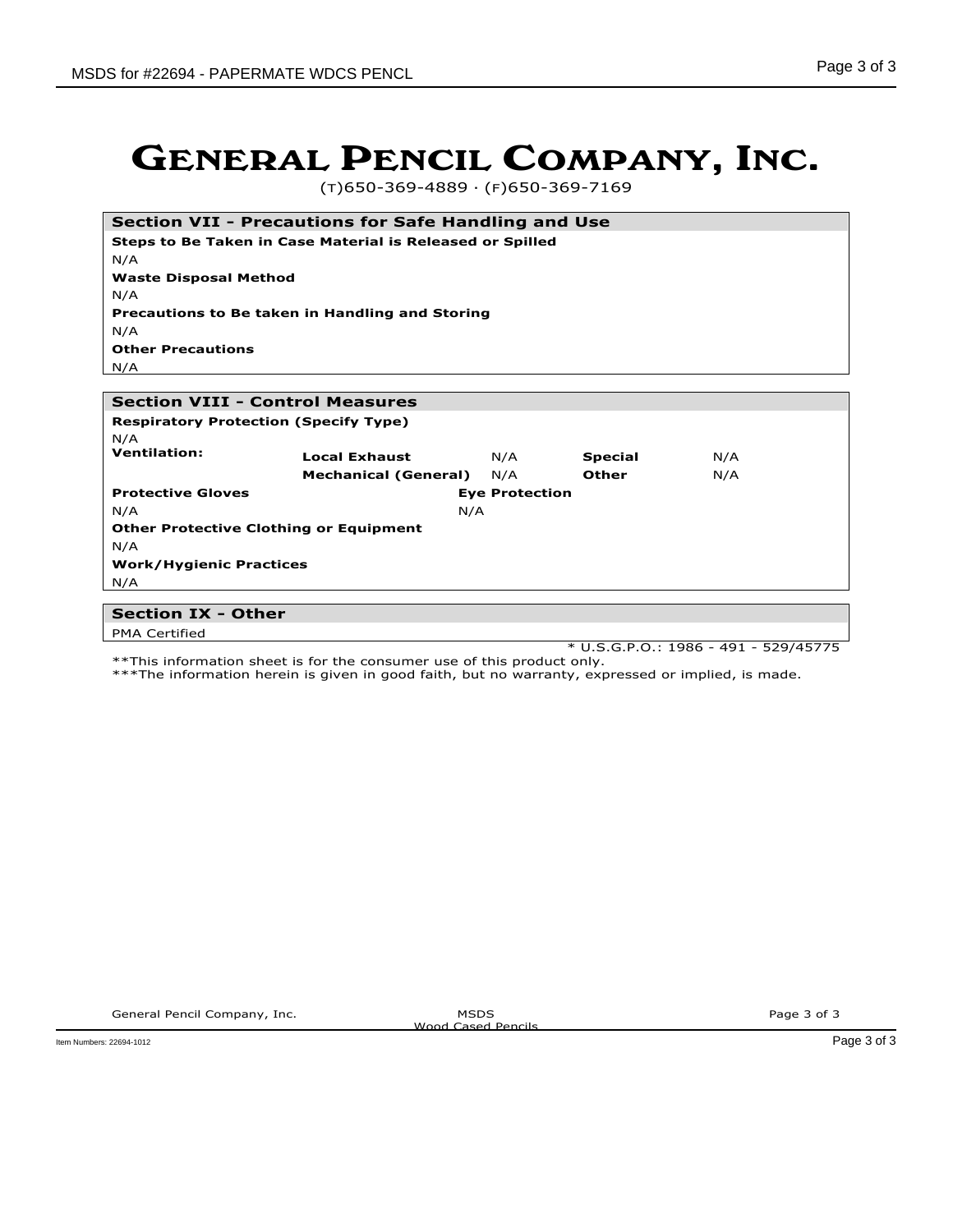# GENERAL PENCIL COMPANY, INC.

(T)650-369-4889 · (F)650-369-7169

## Section VII - Precautions for Safe Handling and Use

**Steps to Be Taken in Case Material is Released or Spilled**

N/A

**Waste Disposal Method**

N/A

**Precautions to Be taken in Handling and Storing**

N/A

**Other Precautions**

N/A

## Section VIII - Control Measures

**Respiratory Protection (Specify Type)**

N/A

| | | | | |
|---|---|---|---|---|
| **Ventilation:** | **Local Exhaust** | N/A | **Special** | N/A |
| | **Mechanical (General)** | N/A | **Other** | N/A |

| | |
|---|---|
| **Protective Gloves** | **Eye Protection** |
| N/A | N/A |

**Other Protective Clothing or Equipment**

N/A

**Work/Hygienic Practices**

N/A

## Section IX - Other

PMA Certified

* U.S.G.P.O.: 1986 - 491 - 529/45775

**This information sheet is for the consumer use of this product only.

***The information herein is given in good faith, but no warranty, expressed or implied, is made.

Wood Cased Pencils

Item Numbers: 22694-1012